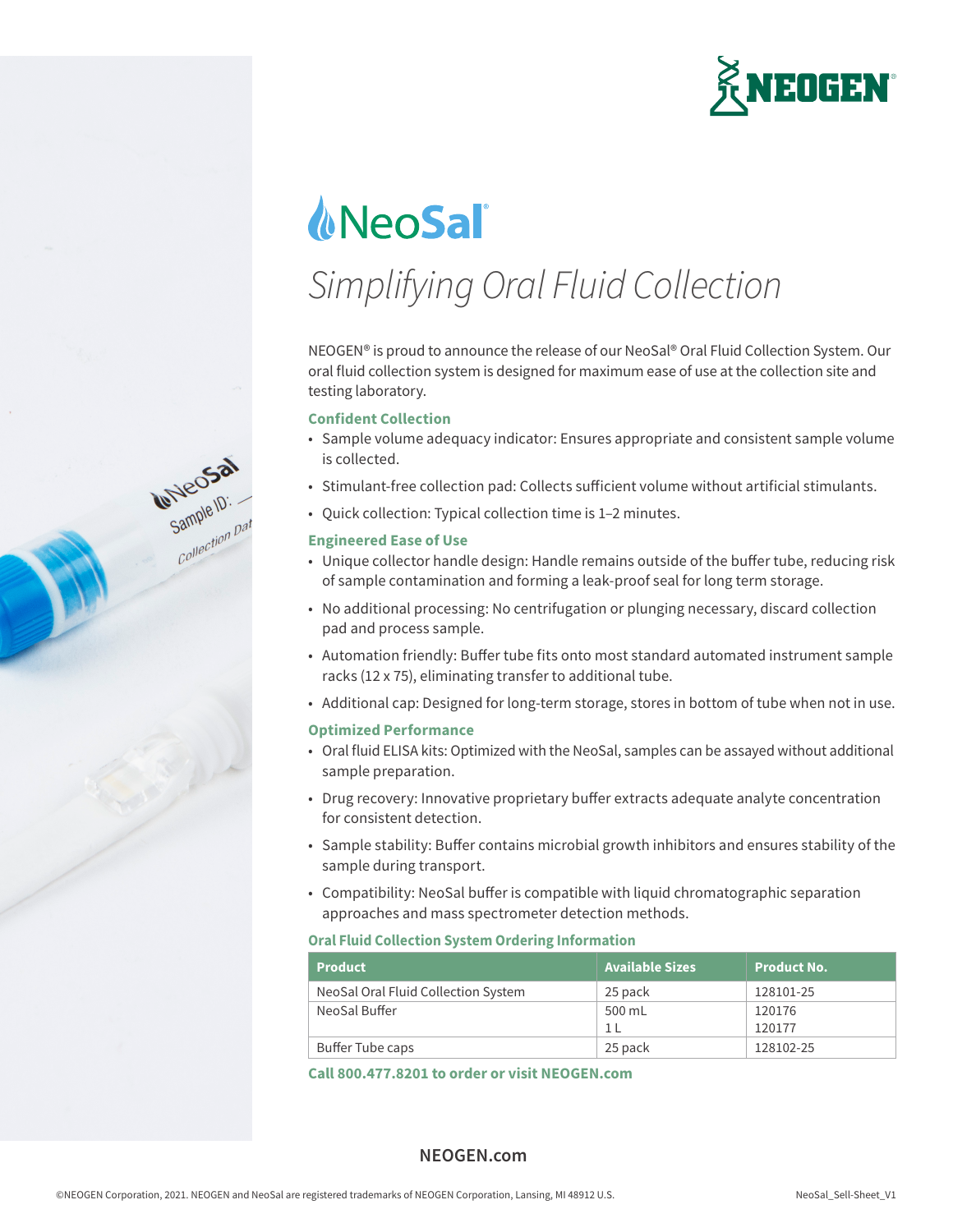# NeoSal®

## *Simplifying Oral Fluid Collection*

NEOGEN® is proud to announce the release of our NeoSal® Oral Fluid Collection System. Our oral fluid collection system is designed for maximum ease of use at the collection site and testing laboratory.

### Confident Collection

- Sample volume adequacy indicator: Ensures appropriate and consistent sample volume is collected.
- Stimulant-free collection pad: Collects sufficient volume without artificial stimulants.
- Quick collection: Typical collection time is 1–2 minutes.

### Engineered Ease of Use

- Unique collector handle design: Handle remains outside of the buffer tube, reducing risk of sample contamination and forming a leak-proof seal for long term storage.
- No additional processing: No centrifugation or plunging necessary, discard collection pad and process sample.
- Automation friendly: Buffer tube fits onto most standard automated instrument sample racks (12 x 75), eliminating transfer to additional tube.
- Additional cap: Designed for long-term storage, stores in bottom of tube when not in use.

### Optimized Performance

- Oral fluid ELISA kits: Optimized with the NeoSal, samples can be assayed without additional sample preparation.
- Drug recovery: Innovative proprietary buffer extracts adequate analyte concentration for consistent detection.
- Sample stability: Buffer contains microbial growth inhibitors and ensures stability of the sample during transport.
- Compatibility: NeoSal buffer is compatible with liquid chromatographic separation approaches and mass spectrometer detection methods.

### Oral Fluid Collection System Ordering Information

| Product | Available Sizes | Product No. |
|---|---|---|
| NeoSal Oral Fluid Collection System | 25 pack | 128101-25 |
| NeoSal Buffer | 500 mL<br>1 L | 120176<br>120177 |
| Buffer Tube caps | 25 pack | 128102-25 |

**Call 800.477.8201 to order or visit NEOGEN.com**

©NEOGEN Corporation, 2021. NEOGEN and NeoSal are registered trademarks of NEOGEN Corporation, Lansing, MI 48912 U.S.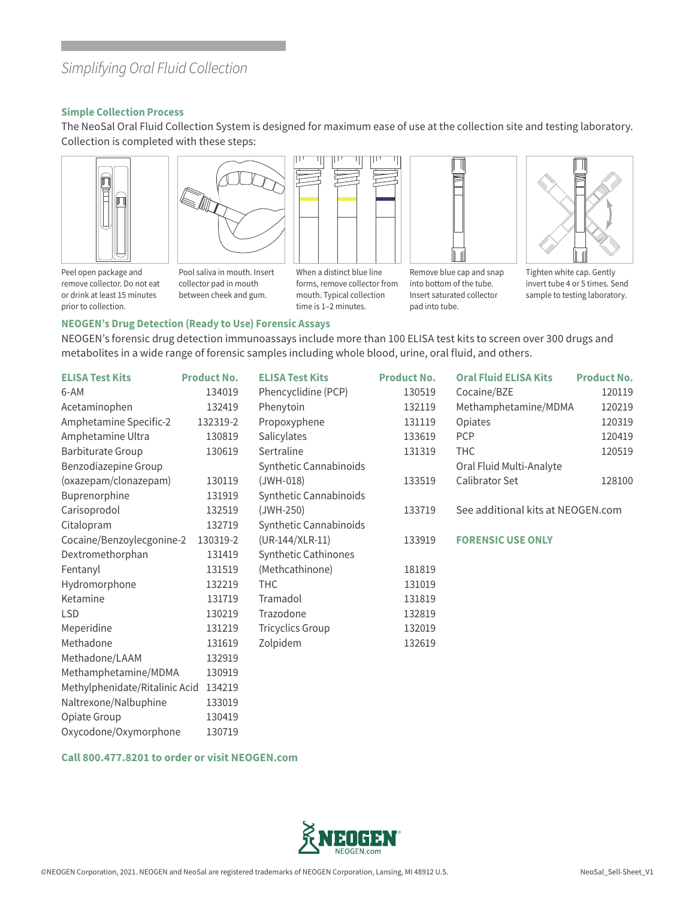*Simplifying Oral Fluid Collection*

### Simple Collection Process

The NeoSal Oral Fluid Collection System is designed for maximum ease of use at the collection site and testing laboratory. Collection is completed with these steps:

Peel open package and remove collector. Do not eat or drink at least 15 minutes prior to collection.

Pool saliva in mouth. Insert collector pad in mouth between cheek and gum.

When a distinct blue line forms, remove collector from mouth. Typical collection time is 1–2 minutes.

Remove blue cap and snap into bottom of the tube. Insert saturated collector pad into tube.

Tighten white cap. Gently invert tube 4 or 5 times. Send sample to testing laboratory.

### NEOGEN's Drug Detection (Ready to Use) Forensic Assays

NEOGEN's forensic drug detection immunoassays include more than 100 ELISA test kits to screen over 300 drugs and metabolites in a wide range of forensic samples including whole blood, urine, oral fluid, and others.

| ELISA Test Kits | Product No. |
|---|---|
| 6-AM | 134019 |
| Acetaminophen | 132419 |
| Amphetamine Specific-2 | 132319-2 |
| Amphetamine Ultra | 130819 |
| Barbiturate Group | 130619 |
| Benzodiazepine Group (oxazepam/clonazepam) | 130119 |
| Buprenorphine | 131919 |
| Carisoprodol | 132519 |
| Citalopram | 132719 |
| Cocaine/Benzoylecgonine-2 | 130319-2 |
| Dextromethorphan | 131419 |
| Fentanyl | 131519 |
| Hydromorphone | 132219 |
| Ketamine | 131719 |
| LSD | 130219 |
| Meperidine | 131219 |
| Methadone | 131619 |
| Methadone/LAAM | 132919 |
| Methamphetamine/MDMA | 130919 |
| Methylphenidate/Ritalinic Acid | 134219 |
| Naltrexone/Nalbuphine | 133019 |
| Opiate Group | 130419 |
| Oxycodone/Oxymorphone | 130719 |

| ELISA Test Kits | Product No. |
|---|---|
| Phencyclidine (PCP) | 130519 |
| Phenytoin | 132119 |
| Propoxyphene | 131119 |
| Salicylates | 133619 |
| Sertraline | 131319 |
| Synthetic Cannabinoids (JWH-018) | 133519 |
| Synthetic Cannabinoids (JWH-250) | 133719 |
| Synthetic Cannabinoids (UR-144/XLR-11) | 133919 |
| Synthetic Cathinones (Methcathinone) | 181819 |
| THC | 131019 |
| Tramadol | 131819 |
| Trazodone | 132819 |
| Tricyclics Group | 132019 |
| Zolpidem | 132619 |

| Oral Fluid ELISA Kits | Product No. |
|---|---|
| Cocaine/BZE | 120119 |
| Methamphetamine/MDMA | 120219 |
| Opiates | 120319 |
| PCP | 120419 |
| THC | 120519 |
| Oral Fluid Multi-Analyte Calibrator Set | 128100 |

See additional kits at NEOGEN.com

**FORENSIC USE ONLY**

**Call 800.477.8201 to order or visit NEOGEN.com**

NEOGEN
NEOGEN.com

©NEOGEN Corporation, 2021. NEOGEN and NeoSal are registered trademarks of NEOGEN Corporation, Lansing, MI 48912 U.S.

NeoSal_Sell-Sheet_V1